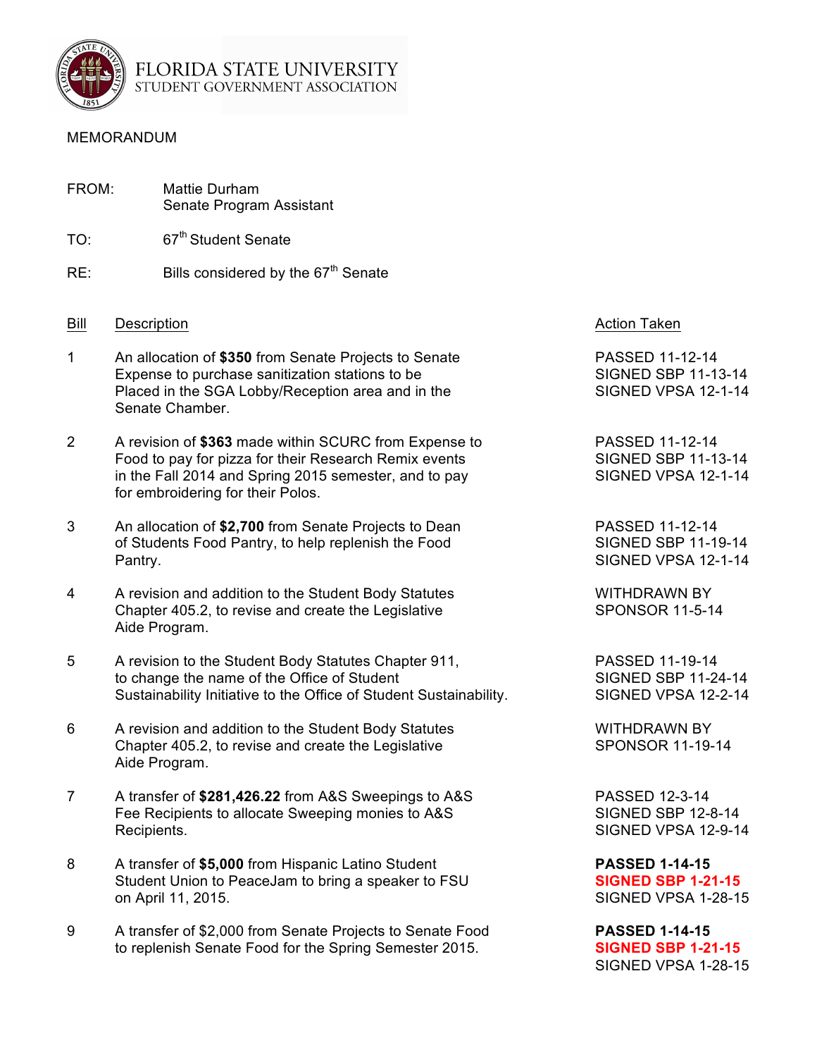FLORIDA STATE UNIVERSITY
STUDENT GOVERNMENT ASSOCIATION

MEMORANDUM

FROM: Mattie Durham
Senate Program Assistant

TO: 67th Student Senate

RE: Bills considered by the 67th Senate

| Bill | Description | Action Taken |
|---|---|---|
| 1 | An allocation of **$350** from Senate Projects to Senate Expense to purchase sanitization stations to be Placed in the SGA Lobby/Reception area and in the Senate Chamber. | PASSED 11-12-14<br>SIGNED SBP 11-13-14<br>SIGNED VPSA 12-1-14 |
| 2 | A revision of **$363** made within SCURC from Expense to Food to pay for pizza for their Research Remix events in the Fall 2014 and Spring 2015 semester, and to pay for embroidering for their Polos. | PASSED 11-12-14<br>SIGNED SBP 11-13-14<br>SIGNED VPSA 12-1-14 |
| 3 | An allocation of **$2,700** from Senate Projects to Dean of Students Food Pantry, to help replenish the Food Pantry. | PASSED 11-12-14<br>SIGNED SBP 11-19-14<br>SIGNED VPSA 12-1-14 |
| 4 | A revision and addition to the Student Body Statutes Chapter 405.2, to revise and create the Legislative Aide Program. | WITHDRAWN BY SPONSOR 11-5-14 |
| 5 | A revision to the Student Body Statutes Chapter 911, to change the name of the Office of Student Sustainability Initiative to the Office of Student Sustainability. | PASSED 11-19-14<br>SIGNED SBP 11-24-14<br>SIGNED VPSA 12-2-14 |
| 6 | A revision and addition to the Student Body Statutes Chapter 405.2, to revise and create the Legislative Aide Program. | WITHDRAWN BY SPONSOR 11-19-14 |
| 7 | A transfer of **$281,426.22** from A&S Sweepings to A&S Fee Recipients to allocate Sweeping monies to A&S Recipients. | PASSED 12-3-14<br>SIGNED SBP 12-8-14<br>SIGNED VPSA 12-9-14 |
| 8 | A transfer of **$5,000** from Hispanic Latino Student Student Union to PeaceJam to bring a speaker to FSU on April 11, 2015. | **PASSED 1-14-15**<br>**SIGNED SBP 1-21-15**<br>SIGNED VPSA 1-28-15 |
| 9 | A transfer of $2,000 from Senate Projects to Senate Food to replenish Senate Food for the Spring Semester 2015. | **PASSED 1-14-15**<br>**SIGNED SBP 1-21-15**<br>SIGNED VPSA 1-28-15 |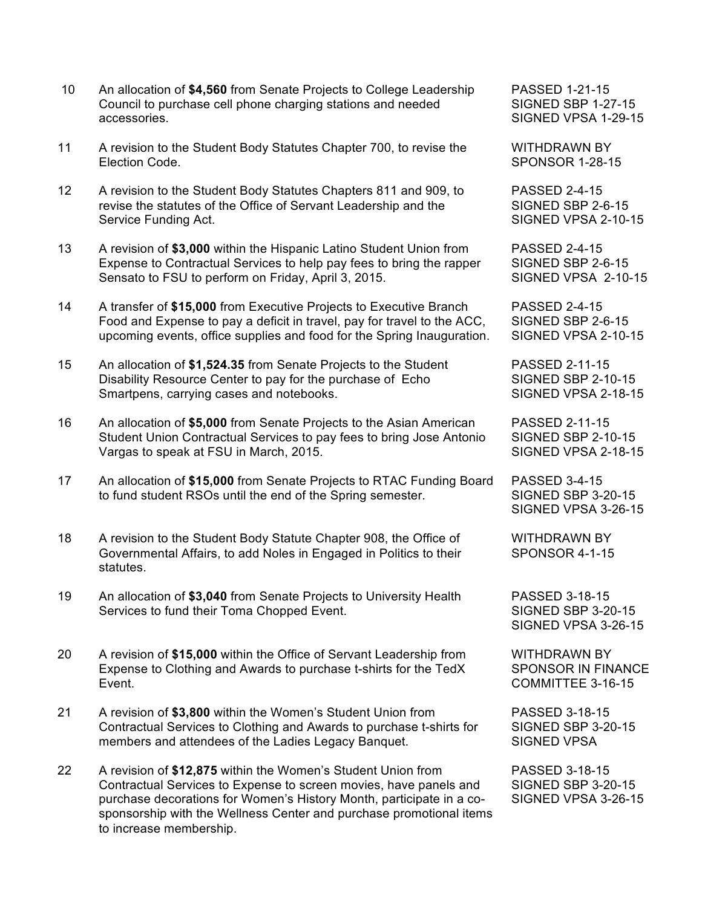| No. | Description | Status |
|---|---|---|
| 10 | An allocation of **$4,560** from Senate Projects to College Leadership Council to purchase cell phone charging stations and needed accessories. | PASSED 1-21-15<br>SIGNED SBP 1-27-15<br>SIGNED VPSA 1-29-15 |
| 11 | A revision to the Student Body Statutes Chapter 700, to revise the Election Code. | WITHDRAWN BY SPONSOR 1-28-15 |
| 12 | A revision to the Student Body Statutes Chapters 811 and 909, to revise the statutes of the Office of Servant Leadership and the Service Funding Act. | PASSED 2-4-15<br>SIGNED SBP 2-6-15<br>SIGNED VPSA 2-10-15 |
| 13 | A revision of **$3,000** within the Hispanic Latino Student Union from Expense to Contractual Services to help pay fees to bring the rapper Sensato to FSU to perform on Friday, April 3, 2015. | PASSED 2-4-15<br>SIGNED SBP 2-6-15<br>SIGNED VPSA 2-10-15 |
| 14 | A transfer of **$15,000** from Executive Projects to Executive Branch Food and Expense to pay a deficit in travel, pay for travel to the ACC, upcoming events, office supplies and food for the Spring Inauguration. | PASSED 2-4-15<br>SIGNED SBP 2-6-15<br>SIGNED VPSA 2-10-15 |
| 15 | An allocation of **$1,524.35** from Senate Projects to the Student Disability Resource Center to pay for the purchase of Echo Smartpens, carrying cases and notebooks. | PASSED 2-11-15<br>SIGNED SBP 2-10-15<br>SIGNED VPSA 2-18-15 |
| 16 | An allocation of **$5,000** from Senate Projects to the Asian American Student Union Contractual Services to pay fees to bring Jose Antonio Vargas to speak at FSU in March, 2015. | PASSED 2-11-15<br>SIGNED SBP 2-10-15<br>SIGNED VPSA 2-18-15 |
| 17 | An allocation of **$15,000** from Senate Projects to RTAC Funding Board to fund student RSOs until the end of the Spring semester. | PASSED 3-4-15<br>SIGNED SBP 3-20-15<br>SIGNED VPSA 3-26-15 |
| 18 | A revision to the Student Body Statute Chapter 908, the Office of Governmental Affairs, to add Noles in Engaged in Politics to their statutes. | WITHDRAWN BY SPONSOR 4-1-15 |
| 19 | An allocation of **$3,040** from Senate Projects to University Health Services to fund their Toma Chopped Event. | PASSED 3-18-15<br>SIGNED SBP 3-20-15<br>SIGNED VPSA 3-26-15 |
| 20 | A revision of **$15,000** within the Office of Servant Leadership from Expense to Clothing and Awards to purchase t-shirts for the TedX Event. | WITHDRAWN BY SPONSOR IN FINANCE COMMITTEE 3-16-15 |
| 21 | A revision of **$3,800** within the Women's Student Union from Contractual Services to Clothing and Awards to purchase t-shirts for members and attendees of the Ladies Legacy Banquet. | PASSED 3-18-15<br>SIGNED SBP 3-20-15<br>SIGNED VPSA |
| 22 | A revision of **$12,875** within the Women's Student Union from Contractual Services to Expense to screen movies, have panels and purchase decorations for Women's History Month, participate in a co-sponsorship with the Wellness Center and purchase promotional items to increase membership. | PASSED 3-18-15<br>SIGNED SBP 3-20-15<br>SIGNED VPSA 3-26-15 |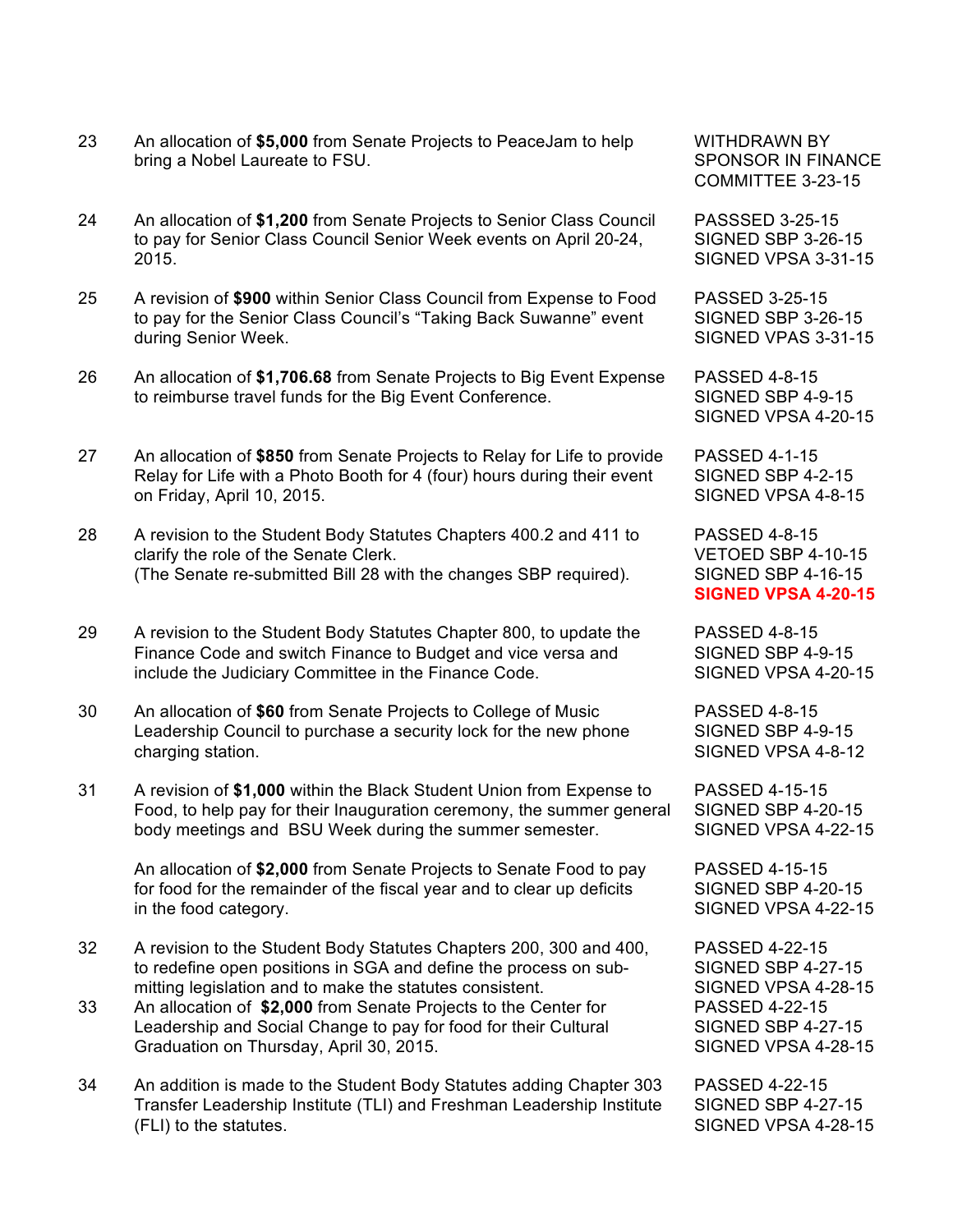| | | |
|---|---|---|
| 23 | An allocation of **$5,000** from Senate Projects to PeaceJam to help bring a Nobel Laureate to FSU. | WITHDRAWN BY SPONSOR IN FINANCE COMMITTEE 3-23-15 |
| 24 | An allocation of **$1,200** from Senate Projects to Senior Class Council to pay for Senior Class Council Senior Week events on April 20-24, 2015. | PASSSED 3-25-15<br>SIGNED SBP 3-26-15<br>SIGNED VPSA 3-31-15 |
| 25 | A revision of **$900** within Senior Class Council from Expense to Food to pay for the Senior Class Council's "Taking Back Suwanne" event during Senior Week. | PASSED 3-25-15<br>SIGNED SBP 3-26-15<br>SIGNED VPAS 3-31-15 |
| 26 | An allocation of **$1,706.68** from Senate Projects to Big Event Expense to reimburse travel funds for the Big Event Conference. | PASSED 4-8-15<br>SIGNED SBP 4-9-15<br>SIGNED VPSA 4-20-15 |
| 27 | An allocation of **$850** from Senate Projects to Relay for Life to provide Relay for Life with a Photo Booth for 4 (four) hours during their event on Friday, April 10, 2015. | PASSED 4-1-15<br>SIGNED SBP 4-2-15<br>SIGNED VPSA 4-8-15 |
| 28 | A revision to the Student Body Statutes Chapters 400.2 and 411 to clarify the role of the Senate Clerk.<br>(The Senate re-submitted Bill 28 with the changes SBP required). | PASSED 4-8-15<br>VETOED SBP 4-10-15<br>SIGNED SBP 4-16-15<br>**SIGNED VPSA 4-20-15** |
| 29 | A revision to the Student Body Statutes Chapter 800, to update the Finance Code and switch Finance to Budget and vice versa and include the Judiciary Committee in the Finance Code. | PASSED 4-8-15<br>SIGNED SBP 4-9-15<br>SIGNED VPSA 4-20-15 |
| 30 | An allocation of **$60** from Senate Projects to College of Music Leadership Council to purchase a security lock for the new phone charging station. | PASSED 4-8-15<br>SIGNED SBP 4-9-15<br>SIGNED VPSA 4-8-12 |
| 31 | A revision of **$1,000** within the Black Student Union from Expense to Food, to help pay for their Inauguration ceremony, the summer general body meetings and BSU Week during the summer semester. | PASSED 4-15-15<br>SIGNED SBP 4-20-15<br>SIGNED VPSA 4-22-15 |
| | An allocation of **$2,000** from Senate Projects to Senate Food to pay for food for the remainder of the fiscal year and to clear up deficits in the food category. | PASSED 4-15-15<br>SIGNED SBP 4-20-15<br>SIGNED VPSA 4-22-15 |
| 32 | A revision to the Student Body Statutes Chapters 200, 300 and 400, to redefine open positions in SGA and define the process on submitting legislation and to make the statutes consistent. | PASSED 4-22-15<br>SIGNED SBP 4-27-15<br>SIGNED VPSA 4-28-15 |
| 33 | An allocation of **$2,000** from Senate Projects to the Center for Leadership and Social Change to pay for food for their Cultural Graduation on Thursday, April 30, 2015. | PASSED 4-22-15<br>SIGNED SBP 4-27-15<br>SIGNED VPSA 4-28-15 |
| 34 | An addition is made to the Student Body Statutes adding Chapter 303 Transfer Leadership Institute (TLI) and Freshman Leadership Institute (FLI) to the statutes. | PASSED 4-22-15<br>SIGNED SBP 4-27-15<br>SIGNED VPSA 4-28-15 |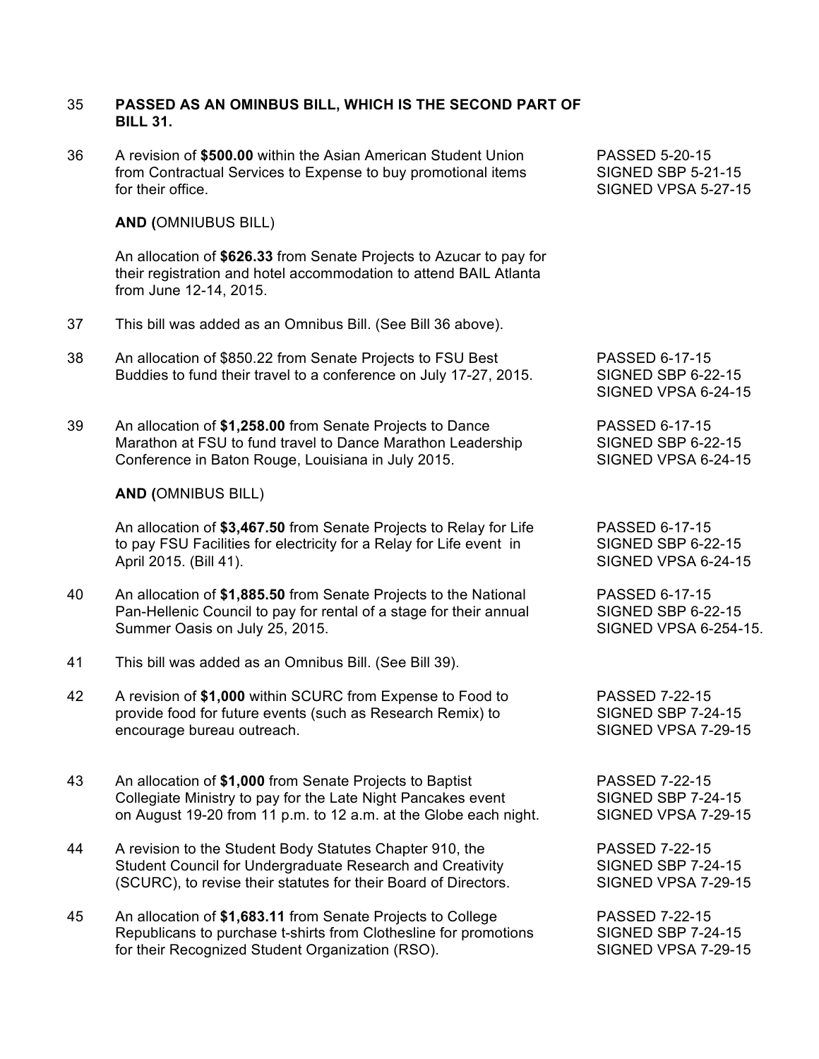| | | |
|---|---|---|
| 35 | **PASSED AS AN OMINBUS BILL, WHICH IS THE SECOND PART OF BILL 31.** | |
| 36 | A revision of **$500.00** within the Asian American Student Union from Contractual Services to Expense to buy promotional items for their office. | PASSED 5-20-15<br>SIGNED SBP 5-21-15<br>SIGNED VPSA 5-27-15 |
| | **AND (**OMNIUBUS BILL) | |
| | An allocation of **$626.33** from Senate Projects to Azucar to pay for their registration and hotel accommodation to attend BAIL Atlanta from June 12-14, 2015. | |
| 37 | This bill was added as an Omnibus Bill. (See Bill 36 above). | |
| 38 | An allocation of $850.22 from Senate Projects to FSU Best Buddies to fund their travel to a conference on July 17-27, 2015. | PASSED 6-17-15<br>SIGNED SBP 6-22-15<br>SIGNED VPSA 6-24-15 |
| 39 | An allocation of **$1,258.00** from Senate Projects to Dance Marathon at FSU to fund travel to Dance Marathon Leadership Conference in Baton Rouge, Louisiana in July 2015. | PASSED 6-17-15<br>SIGNED SBP 6-22-15<br>SIGNED VPSA 6-24-15 |
| | **AND (**OMNIBUS BILL) | |
| | An allocation of **$3,467.50** from Senate Projects to Relay for Life to pay FSU Facilities for electricity for a Relay for Life event in April 2015. (Bill 41). | PASSED 6-17-15<br>SIGNED SBP 6-22-15<br>SIGNED VPSA 6-24-15 |
| 40 | An allocation of **$1,885.50** from Senate Projects to the National Pan-Hellenic Council to pay for rental of a stage for their annual Summer Oasis on July 25, 2015. | PASSED 6-17-15<br>SIGNED SBP 6-22-15<br>SIGNED VPSA 6-254-15. |
| 41 | This bill was added as an Omnibus Bill. (See Bill 39). | |
| 42 | A revision of **$1,000** within SCURC from Expense to Food to provide food for future events (such as Research Remix) to encourage bureau outreach. | PASSED 7-22-15<br>SIGNED SBP 7-24-15<br>SIGNED VPSA 7-29-15 |
| 43 | An allocation of **$1,000** from Senate Projects to Baptist Collegiate Ministry to pay for the Late Night Pancakes event on August 19-20 from 11 p.m. to 12 a.m. at the Globe each night. | PASSED 7-22-15<br>SIGNED SBP 7-24-15<br>SIGNED VPSA 7-29-15 |
| 44 | A revision to the Student Body Statutes Chapter 910, the Student Council for Undergraduate Research and Creativity (SCURC), to revise their statutes for their Board of Directors. | PASSED 7-22-15<br>SIGNED SBP 7-24-15<br>SIGNED VPSA 7-29-15 |
| 45 | An allocation of **$1,683.11** from Senate Projects to College Republicans to purchase t-shirts from Clothesline for promotions for their Recognized Student Organization (RSO). | PASSED 7-22-15<br>SIGNED SBP 7-24-15<br>SIGNED VPSA 7-29-15 |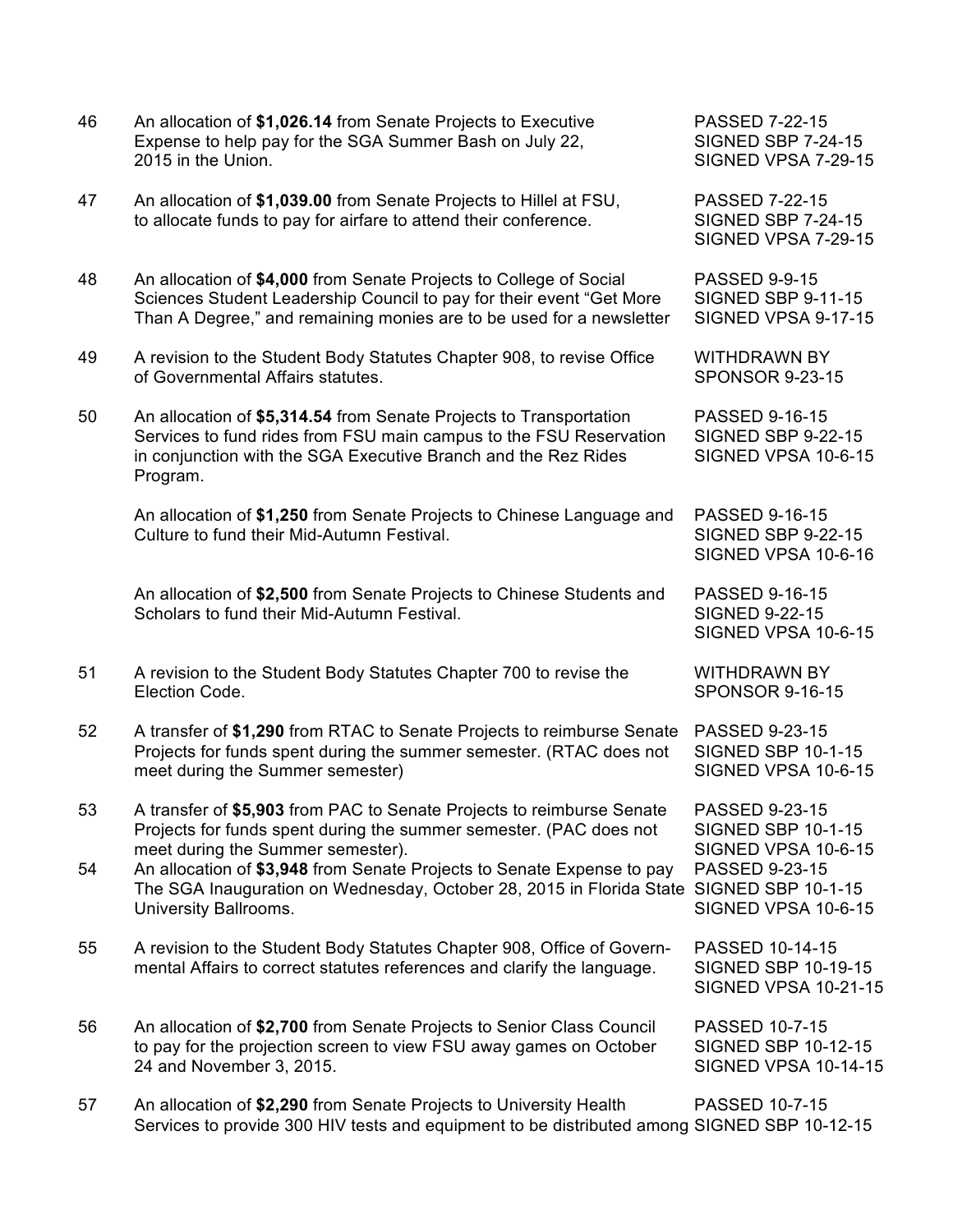| | | |
|---|---|---|
| 46 | An allocation of **$1,026.14** from Senate Projects to Executive Expense to help pay for the SGA Summer Bash on July 22, 2015 in the Union. | PASSED 7-22-15<br>SIGNED SBP 7-24-15<br>SIGNED VPSA 7-29-15 |
| 47 | An allocation of **$1,039.00** from Senate Projects to Hillel at FSU, to allocate funds to pay for airfare to attend their conference. | PASSED 7-22-15<br>SIGNED SBP 7-24-15<br>SIGNED VPSA 7-29-15 |
| 48 | An allocation of **$4,000** from Senate Projects to College of Social Sciences Student Leadership Council to pay for their event "Get More Than A Degree," and remaining monies are to be used for a newsletter | PASSED 9-9-15<br>SIGNED SBP 9-11-15<br>SIGNED VPSA 9-17-15 |
| 49 | A revision to the Student Body Statutes Chapter 908, to revise Office of Governmental Affairs statutes. | WITHDRAWN BY SPONSOR 9-23-15 |
| 50 | An allocation of **$5,314.54** from Senate Projects to Transportation Services to fund rides from FSU main campus to the FSU Reservation in conjunction with the SGA Executive Branch and the Rez Rides Program. | PASSED 9-16-15<br>SIGNED SBP 9-22-15<br>SIGNED VPSA 10-6-15 |
| | An allocation of **$1,250** from Senate Projects to Chinese Language and Culture to fund their Mid-Autumn Festival. | PASSED 9-16-15<br>SIGNED SBP 9-22-15<br>SIGNED VPSA 10-6-16 |
| | An allocation of **$2,500** from Senate Projects to Chinese Students and Scholars to fund their Mid-Autumn Festival. | PASSED 9-16-15<br>SIGNED 9-22-15<br>SIGNED VPSA 10-6-15 |
| 51 | A revision to the Student Body Statutes Chapter 700 to revise the Election Code. | WITHDRAWN BY SPONSOR 9-16-15 |
| 52 | A transfer of **$1,290** from RTAC to Senate Projects to reimburse Senate Projects for funds spent during the summer semester. (RTAC does not meet during the Summer semester) | PASSED 9-23-15<br>SIGNED SBP 10-1-15<br>SIGNED VPSA 10-6-15 |
| 53 | A transfer of **$5,903** from PAC to Senate Projects to reimburse Senate Projects for funds spent during the summer semester. (PAC does not meet during the Summer semester). | PASSED 9-23-15<br>SIGNED SBP 10-1-15<br>SIGNED VPSA 10-6-15 |
| 54 | An allocation of **$3,948** from Senate Projects to Senate Expense to pay The SGA Inauguration on Wednesday, October 28, 2015 in Florida State University Ballrooms. | PASSED 9-23-15<br>SIGNED SBP 10-1-15<br>SIGNED VPSA 10-6-15 |
| 55 | A revision to the Student Body Statutes Chapter 908, Office of Governmental Affairs to correct statutes references and clarify the language. | PASSED 10-14-15<br>SIGNED SBP 10-19-15<br>SIGNED VPSA 10-21-15 |
| 56 | An allocation of **$2,700** from Senate Projects to Senior Class Council to pay for the projection screen to view FSU away games on October 24 and November 3, 2015. | PASSED 10-7-15<br>SIGNED SBP 10-12-15<br>SIGNED VPSA 10-14-15 |
| 57 | An allocation of **$2,290** from Senate Projects to University Health Services to provide 300 HIV tests and equipment to be distributed among | PASSED 10-7-15<br>SIGNED SBP 10-12-15 |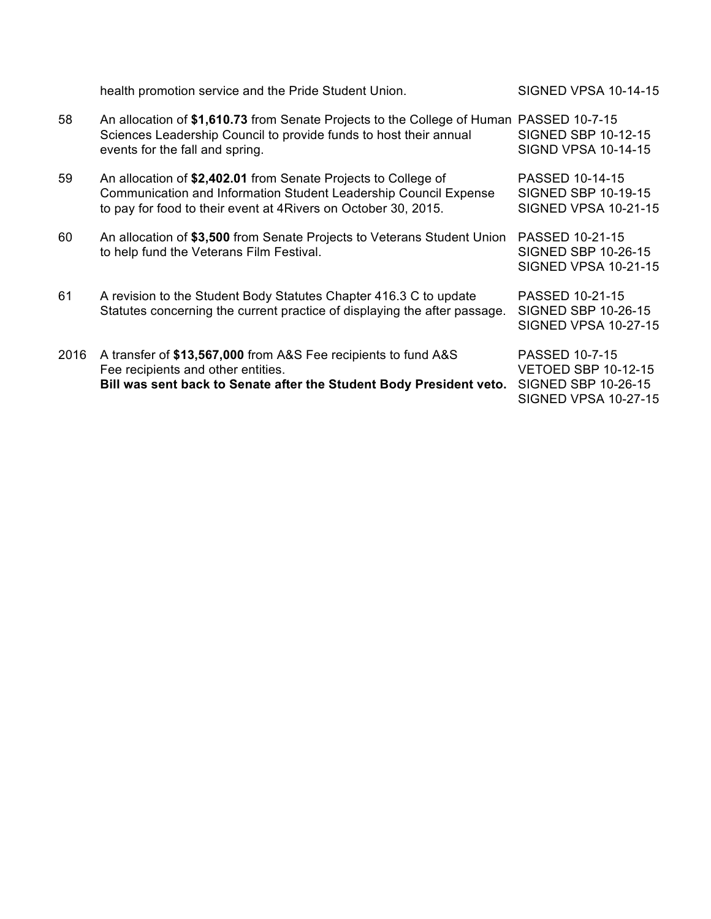| | | |
|---|---|---|
| | health promotion service and the Pride Student Union. | SIGNED VPSA 10-14-15 |
| 58 | An allocation of **$1,610.73** from Senate Projects to the College of Human Sciences Leadership Council to provide funds to host their annual events for the fall and spring. | PASSED 10-7-15<br>SIGNED SBP 10-12-15<br>SIGND VPSA 10-14-15 |
| 59 | An allocation of **$2,402.01** from Senate Projects to College of Communication and Information Student Leadership Council Expense to pay for food to their event at 4Rivers on October 30, 2015. | PASSED 10-14-15<br>SIGNED SBP 10-19-15<br>SIGNED VPSA 10-21-15 |
| 60 | An allocation of **$3,500** from Senate Projects to Veterans Student Union to help fund the Veterans Film Festival. | PASSED 10-21-15<br>SIGNED SBP 10-26-15<br>SIGNED VPSA 10-21-15 |
| 61 | A revision to the Student Body Statutes Chapter 416.3 C to update Statutes concerning the current practice of displaying the after passage. | PASSED 10-21-15<br>SIGNED SBP 10-26-15<br>SIGNED VPSA 10-27-15 |
| 2016 | A transfer of **$13,567,000** from A&S Fee recipients to fund A&S Fee recipients and other entities.<br>**Bill was sent back to Senate after the Student Body President veto.** | PASSED 10-7-15<br>VETOED SBP 10-12-15<br>SIGNED SBP 10-26-15<br>SIGNED VPSA 10-27-15 |